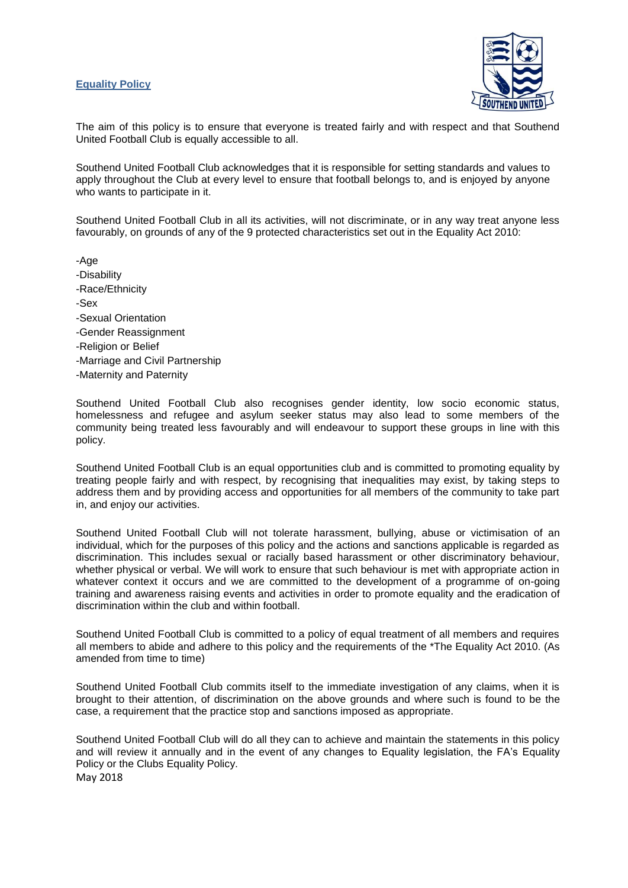## Equality Policy

The aim of this policy is to ensure that everyone is treated fairly and with respect and that Southend United Football Club is equally accessible to all.

Southend United Football Club acknowledges that it is responsible for setting standards and values to apply throughout the Club at every level to ensure that football belongs to, and is enjoyed by anyone who wants to participate in it.

Southend United Football Club in all its activities, will not discriminate, or in any way treat anyone less favourably, on grounds of any of the 9 protected characteristics set out in the Equality Act 2010:

- Age
- Disability
- Race/Ethnicity
- Sex
- Sexual Orientation
- Gender Reassignment
- Religion or Belief
- Marriage and Civil Partnership
- Maternity and Paternity

Southend United Football Club also recognises gender identity, low socio economic status, homelessness and refugee and asylum seeker status may also lead to some members of the community being treated less favourably and will endeavour to support these groups in line with this policy.

Southend United Football Club is an equal opportunities club and is committed to promoting equality by treating people fairly and with respect, by recognising that inequalities may exist, by taking steps to address them and by providing access and opportunities for all members of the community to take part in, and enjoy our activities.

Southend United Football Club will not tolerate harassment, bullying, abuse or victimisation of an individual, which for the purposes of this policy and the actions and sanctions applicable is regarded as discrimination. This includes sexual or racially based harassment or other discriminatory behaviour, whether physical or verbal. We will work to ensure that such behaviour is met with appropriate action in whatever context it occurs and we are committed to the development of a programme of on-going training and awareness raising events and activities in order to promote equality and the eradication of discrimination within the club and within football.

Southend United Football Club is committed to a policy of equal treatment of all members and requires all members to abide and adhere to this policy and the requirements of the *The Equality Act 2010. (As amended from time to time)

Southend United Football Club commits itself to the immediate investigation of any claims, when it is brought to their attention, of discrimination on the above grounds and where such is found to be the case, a requirement that the practice stop and sanctions imposed as appropriate.

Southend United Football Club will do all they can to achieve and maintain the statements in this policy and will review it annually and in the event of any changes to Equality legislation, the FA's Equality Policy or the Clubs Equality Policy.

May 2018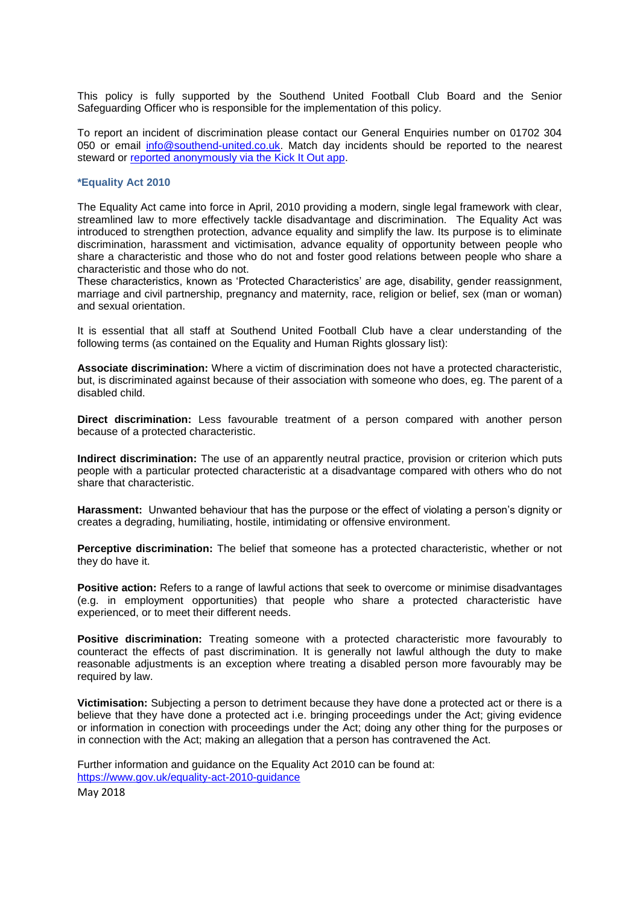This policy is fully supported by the Southend United Football Club Board and the Senior Safeguarding Officer who is responsible for the implementation of this policy.

To report an incident of discrimination please contact our General Enquiries number on 01702 304 050 or email [info@southend-united.co.uk](mailto:info@southend-united.co.uk). Match day incidents should be reported to the nearest steward or reported anonymously via the Kick It Out app.

### *Equality Act 2010

The Equality Act came into force in April, 2010 providing a modern, single legal framework with clear, streamlined law to more effectively tackle disadvantage and discrimination. The Equality Act was introduced to strengthen protection, advance equality and simplify the law. Its purpose is to eliminate discrimination, harassment and victimisation, advance equality of opportunity between people who share a characteristic and those who do not and foster good relations between people who share a characteristic and those who do not.
These characteristics, known as 'Protected Characteristics' are age, disability, gender reassignment, marriage and civil partnership, pregnancy and maternity, race, religion or belief, sex (man or woman) and sexual orientation.

It is essential that all staff at Southend United Football Club have a clear understanding of the following terms (as contained on the Equality and Human Rights glossary list):

**Associate discrimination:** Where a victim of discrimination does not have a protected characteristic, but, is discriminated against because of their association with someone who does, eg. The parent of a disabled child.

**Direct discrimination:** Less favourable treatment of a person compared with another person because of a protected characteristic.

**Indirect discrimination:** The use of an apparently neutral practice, provision or criterion which puts people with a particular protected characteristic at a disadvantage compared with others who do not share that characteristic.

**Harassment:** Unwanted behaviour that has the purpose or the effect of violating a person's dignity or creates a degrading, humiliating, hostile, intimidating or offensive environment.

**Perceptive discrimination:** The belief that someone has a protected characteristic, whether or not they do have it.

**Positive action:** Refers to a range of lawful actions that seek to overcome or minimise disadvantages (e.g. in employment opportunities) that people who share a protected characteristic have experienced, or to meet their different needs.

**Positive discrimination:** Treating someone with a protected characteristic more favourably to counteract the effects of past discrimination. It is generally not lawful although the duty to make reasonable adjustments is an exception where treating a disabled person more favourably may be required by law.

**Victimisation:** Subjecting a person to detriment because they have done a protected act or there is a believe that they have done a protected act i.e. bringing proceedings under the Act; giving evidence or information in conection with proceedings under the Act; doing any other thing for the purposes or in connection with the Act; making an allegation that a person has contravened the Act.

Further information and guidance on the Equality Act 2010 can be found at:
https://www.gov.uk/equality-act-2010-guidance

May 2018